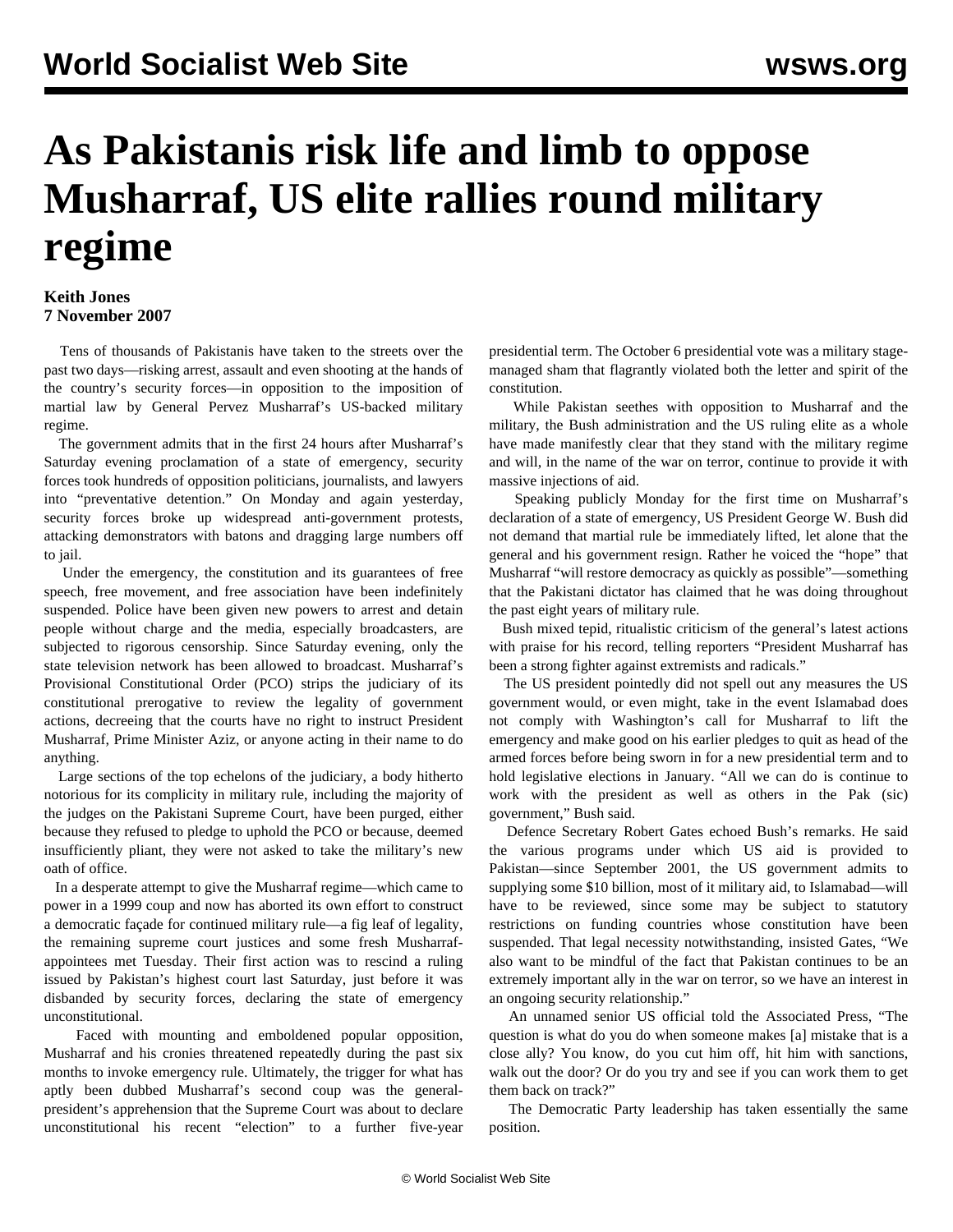# As Pakistanis risk life and limb to oppose Musharraf, US elite rallies round military regime

**Keith Jones**
**7 November 2007**

Tens of thousands of Pakistanis have taken to the streets over the past two days—risking arrest, assault and even shooting at the hands of the country's security forces—in opposition to the imposition of martial law by General Pervez Musharraf's US-backed military regime.

The government admits that in the first 24 hours after Musharraf's Saturday evening proclamation of a state of emergency, security forces took hundreds of opposition politicians, journalists, and lawyers into "preventative detention." On Monday and again yesterday, security forces broke up widespread anti-government protests, attacking demonstrators with batons and dragging large numbers off to jail.

Under the emergency, the constitution and its guarantees of free speech, free movement, and free association have been indefinitely suspended. Police have been given new powers to arrest and detain people without charge and the media, especially broadcasters, are subjected to rigorous censorship. Since Saturday evening, only the state television network has been allowed to broadcast. Musharraf's Provisional Constitutional Order (PCO) strips the judiciary of its constitutional prerogative to review the legality of government actions, decreeing that the courts have no right to instruct President Musharraf, Prime Minister Aziz, or anyone acting in their name to do anything.

Large sections of the top echelons of the judiciary, a body hitherto notorious for its complicity in military rule, including the majority of the judges on the Pakistani Supreme Court, have been purged, either because they refused to pledge to uphold the PCO or because, deemed insufficiently pliant, they were not asked to take the military's new oath of office.

In a desperate attempt to give the Musharraf regime—which came to power in a 1999 coup and now has aborted its own effort to construct a democratic façade for continued military rule—a fig leaf of legality, the remaining supreme court justices and some fresh Musharraf-appointees met Tuesday. Their first action was to rescind a ruling issued by Pakistan's highest court last Saturday, just before it was disbanded by security forces, declaring the state of emergency unconstitutional.

Faced with mounting and emboldened popular opposition, Musharraf and his cronies threatened repeatedly during the past six months to invoke emergency rule. Ultimately, the trigger for what has aptly been dubbed Musharraf's second coup was the general-president's apprehension that the Supreme Court was about to declare unconstitutional his recent "election" to a further five-year presidential term. The October 6 presidential vote was a military stage-managed sham that flagrantly violated both the letter and spirit of the constitution.

While Pakistan seethes with opposition to Musharraf and the military, the Bush administration and the US ruling elite as a whole have made manifestly clear that they stand with the military regime and will, in the name of the war on terror, continue to provide it with massive injections of aid.

Speaking publicly Monday for the first time on Musharraf's declaration of a state of emergency, US President George W. Bush did not demand that martial rule be immediately lifted, let alone that the general and his government resign. Rather he voiced the "hope" that Musharraf "will restore democracy as quickly as possible"—something that the Pakistani dictator has claimed that he was doing throughout the past eight years of military rule.

Bush mixed tepid, ritualistic criticism of the general's latest actions with praise for his record, telling reporters "President Musharraf has been a strong fighter against extremists and radicals."

The US president pointedly did not spell out any measures the US government would, or even might, take in the event Islamabad does not comply with Washington's call for Musharraf to lift the emergency and make good on his earlier pledges to quit as head of the armed forces before being sworn in for a new presidential term and to hold legislative elections in January. "All we can do is continue to work with the president as well as others in the Pak (sic) government," Bush said.

Defence Secretary Robert Gates echoed Bush's remarks. He said the various programs under which US aid is provided to Pakistan—since September 2001, the US government admits to supplying some $10 billion, most of it military aid, to Islamabad—will have to be reviewed, since some may be subject to statutory restrictions on funding countries whose constitution have been suspended. That legal necessity notwithstanding, insisted Gates, "We also want to be mindful of the fact that Pakistan continues to be an extremely important ally in the war on terror, so we have an interest in an ongoing security relationship."

An unnamed senior US official told the Associated Press, "The question is what do you do when someone makes [a] mistake that is a close ally? You know, do you cut him off, hit him with sanctions, walk out the door? Or do you try and see if you can work them to get them back on track?"

The Democratic Party leadership has taken essentially the same position.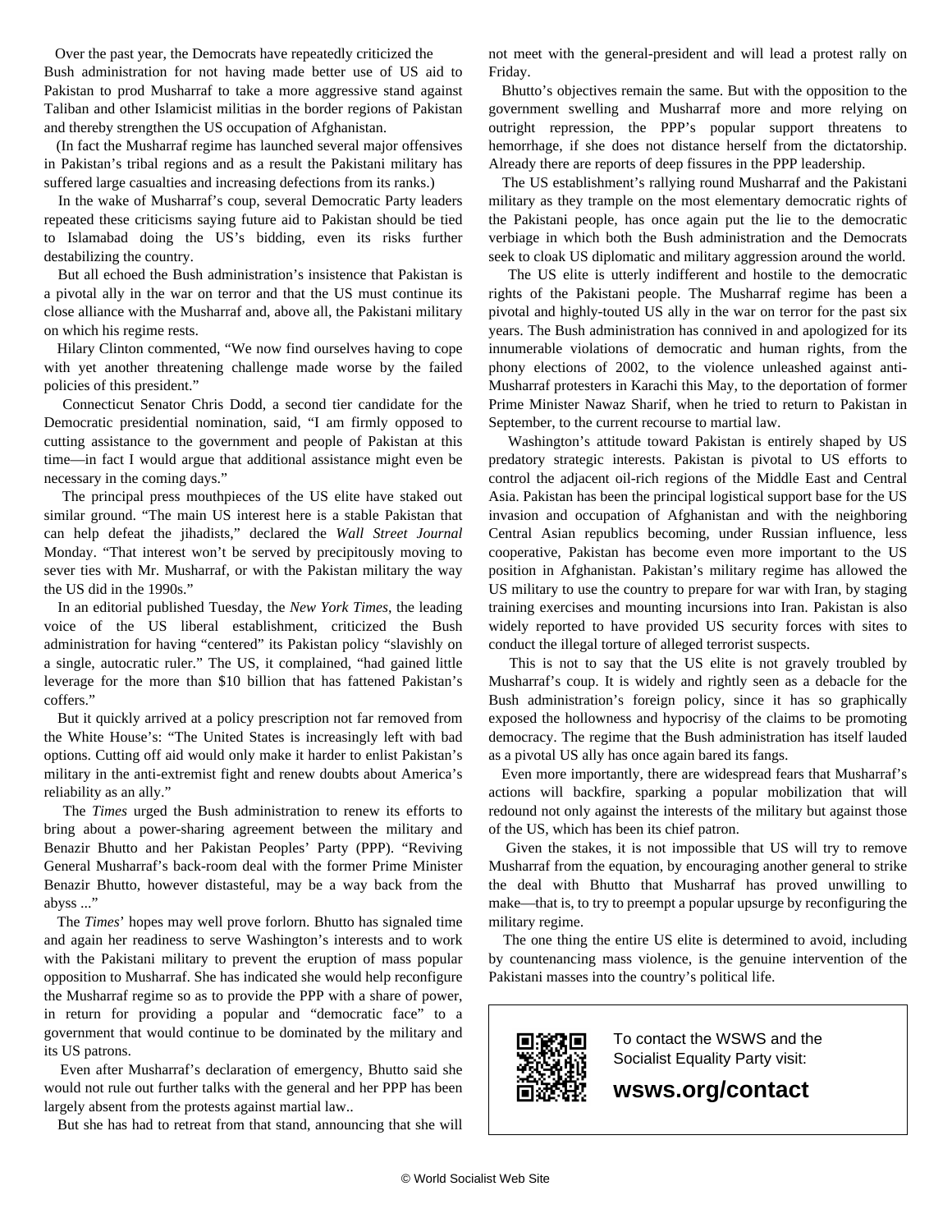Over the past year, the Democrats have repeatedly criticized the Bush administration for not having made better use of US aid to Pakistan to prod Musharraf to take a more aggressive stand against Taliban and other Islamicist militias in the border regions of Pakistan and thereby strengthen the US occupation of Afghanistan.

(In fact the Musharraf regime has launched several major offensives in Pakistan's tribal regions and as a result the Pakistani military has suffered large casualties and increasing defections from its ranks.)

In the wake of Musharraf's coup, several Democratic Party leaders repeated these criticisms saying future aid to Pakistan should be tied to Islamabad doing the US's bidding, even its risks further destabilizing the country.

But all echoed the Bush administration's insistence that Pakistan is a pivotal ally in the war on terror and that the US must continue its close alliance with the Musharraf and, above all, the Pakistani military on which his regime rests.

Hilary Clinton commented, "We now find ourselves having to cope with yet another threatening challenge made worse by the failed policies of this president."

Connecticut Senator Chris Dodd, a second tier candidate for the Democratic presidential nomination, said, "I am firmly opposed to cutting assistance to the government and people of Pakistan at this time—in fact I would argue that additional assistance might even be necessary in the coming days."

The principal press mouthpieces of the US elite have staked out similar ground. "The main US interest here is a stable Pakistan that can help defeat the jihadists," declared the *Wall Street Journal* Monday. "That interest won't be served by precipitously moving to sever ties with Mr. Musharraf, or with the Pakistan military the way the US did in the 1990s."

In an editorial published Tuesday, the *New York Times*, the leading voice of the US liberal establishment, criticized the Bush administration for having "centered" its Pakistan policy "slavishly on a single, autocratic ruler." The US, it complained, "had gained little leverage for the more than $10 billion that has fattened Pakistan's coffers."

But it quickly arrived at a policy prescription not far removed from the White House's: "The United States is increasingly left with bad options. Cutting off aid would only make it harder to enlist Pakistan's military in the anti-extremist fight and renew doubts about America's reliability as an ally."

The *Times* urged the Bush administration to renew its efforts to bring about a power-sharing agreement between the military and Benazir Bhutto and her Pakistan Peoples' Party (PPP). "Reviving General Musharraf's back-room deal with the former Prime Minister Benazir Bhutto, however distasteful, may be a way back from the abyss ..."

The *Times*' hopes may well prove forlorn. Bhutto has signaled time and again her readiness to serve Washington's interests and to work with the Pakistani military to prevent the eruption of mass popular opposition to Musharraf. She has indicated she would help reconfigure the Musharraf regime so as to provide the PPP with a share of power, in return for providing a popular and "democratic face" to a government that would continue to be dominated by the military and its US patrons.

Even after Musharraf's declaration of emergency, Bhutto said she would not rule out further talks with the general and her PPP has been largely absent from the protests against martial law..

But she has had to retreat from that stand, announcing that she will not meet with the general-president and will lead a protest rally on Friday.

Bhutto's objectives remain the same. But with the opposition to the government swelling and Musharraf more and more relying on outright repression, the PPP's popular support threatens to hemorrhage, if she does not distance herself from the dictatorship. Already there are reports of deep fissures in the PPP leadership.

The US establishment's rallying round Musharraf and the Pakistani military as they trample on the most elementary democratic rights of the Pakistani people, has once again put the lie to the democratic verbiage in which both the Bush administration and the Democrats seek to cloak US diplomatic and military aggression around the world.

The US elite is utterly indifferent and hostile to the democratic rights of the Pakistani people. The Musharraf regime has been a pivotal and highly-touted US ally in the war on terror for the past six years. The Bush administration has connived in and apologized for its innumerable violations of democratic and human rights, from the phony elections of 2002, to the violence unleashed against anti-Musharraf protesters in Karachi this May, to the deportation of former Prime Minister Nawaz Sharif, when he tried to return to Pakistan in September, to the current recourse to martial law.

Washington's attitude toward Pakistan is entirely shaped by US predatory strategic interests. Pakistan is pivotal to US efforts to control the adjacent oil-rich regions of the Middle East and Central Asia. Pakistan has been the principal logistical support base for the US invasion and occupation of Afghanistan and with the neighboring Central Asian republics becoming, under Russian influence, less cooperative, Pakistan has become even more important to the US position in Afghanistan. Pakistan's military regime has allowed the US military to use the country to prepare for war with Iran, by staging training exercises and mounting incursions into Iran. Pakistan is also widely reported to have provided US security forces with sites to conduct the illegal torture of alleged terrorist suspects.

This is not to say that the US elite is not gravely troubled by Musharraf's coup. It is widely and rightly seen as a debacle for the Bush administration's foreign policy, since it has so graphically exposed the hollowness and hypocrisy of the claims to be promoting democracy. The regime that the Bush administration has itself lauded as a pivotal US ally has once again bared its fangs.

Even more importantly, there are widespread fears that Musharraf's actions will backfire, sparking a popular mobilization that will redound not only against the interests of the military but against those of the US, which has been its chief patron.

Given the stakes, it is not impossible that US will try to remove Musharraf from the equation, by encouraging another general to strike the deal with Bhutto that Musharraf has proved unwilling to make—that is, to try to preempt a popular upsurge by reconfiguring the military regime.

The one thing the entire US elite is determined to avoid, including by countenancing mass violence, is the genuine intervention of the Pakistani masses into the country's political life.

To contact the WSWS and the Socialist Equality Party visit:

**wsws.org/contact**